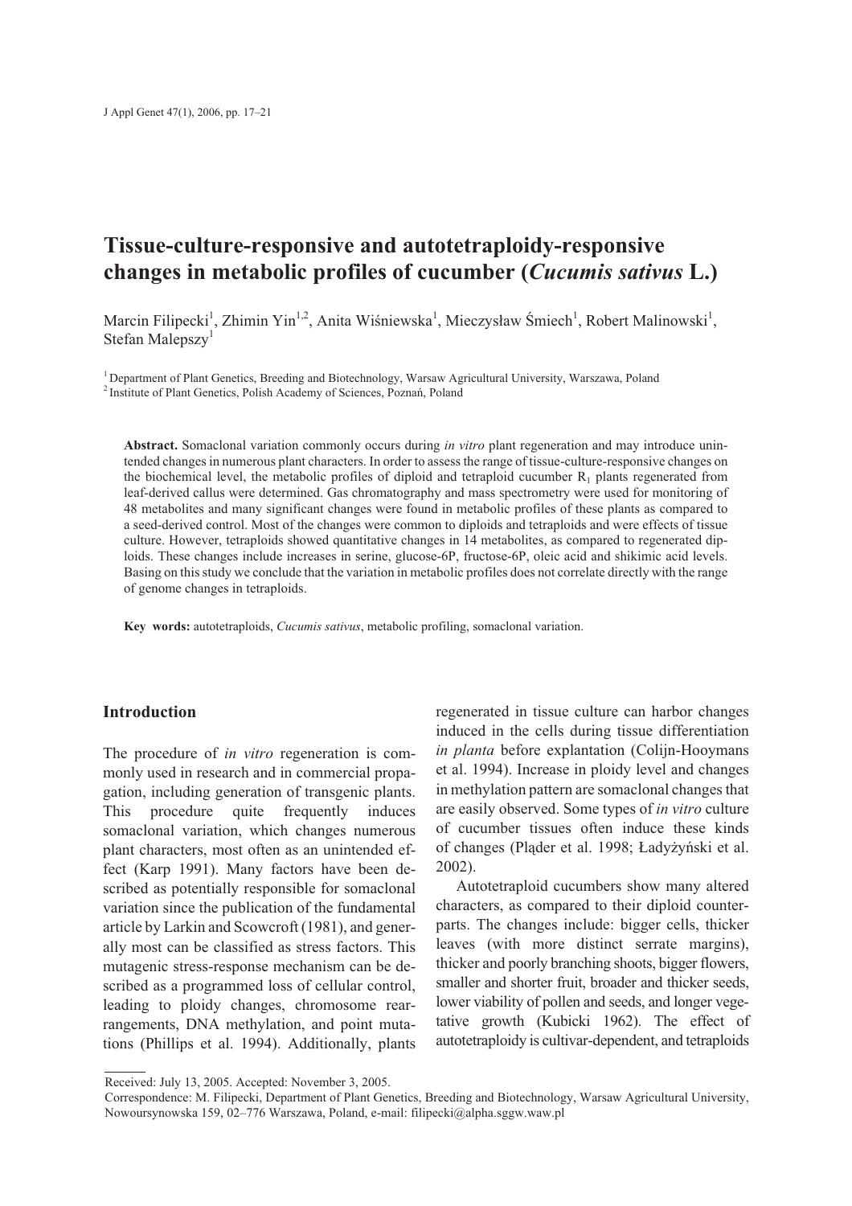# Tissue-culture-responsive and autotetraploidy-responsive changes in metabolic profiles of cucumber (*Cucumis sativus* L.)

Marcin Filipecki[1], Zhimin Yin[1,2], Anita Wiśniewska[1], Mieczysław Śmiech[1], Robert Malinowski[1], Stefan Malepszy[1]

[1] Department of Plant Genetics, Breeding and Biotechnology, Warsaw Agricultural University, Warszawa, Poland
[2] Institute of Plant Genetics, Polish Academy of Sciences, Poznań, Poland

**Abstract.** Somaclonal variation commonly occurs during *in vitro* plant regeneration and may introduce unintended changes in numerous plant characters. In order to assess the range of tissue-culture-responsive changes on the biochemical level, the metabolic profiles of diploid and tetraploid cucumber $R_1$ plants regenerated from leaf-derived callus were determined. Gas chromatography and mass spectrometry were used for monitoring of 48 metabolites and many significant changes were found in metabolic profiles of these plants as compared to a seed-derived control. Most of the changes were common to diploids and tetraploids and were effects of tissue culture. However, tetraploids showed quantitative changes in 14 metabolites, as compared to regenerated diploids. These changes include increases in serine, glucose-6P, fructose-6P, oleic acid and shikimic acid levels. Basing on this study we conclude that the variation in metabolic profiles does not correlate directly with the range of genome changes in tetraploids.

**Key words:** autotetraploids, *Cucumis sativus*, metabolic profiling, somaclonal variation.

## Introduction

The procedure of *in vitro* regeneration is commonly used in research and in commercial propagation, including generation of transgenic plants. This procedure quite frequently induces somaclonal variation, which changes numerous plant characters, most often as an unintended effect (Karp 1991). Many factors have been described as potentially responsible for somaclonal variation since the publication of the fundamental article by Larkin and Scowcroft (1981), and generally most can be classified as stress factors. This mutagenic stress-response mechanism can be described as a programmed loss of cellular control, leading to ploidy changes, chromosome rearrangements, DNA methylation, and point mutations (Phillips et al. 1994). Additionally, plants regenerated in tissue culture can harbor changes induced in the cells during tissue differentiation *in planta* before explantation (Colijn-Hooymans et al. 1994). Increase in ploidy level and changes in methylation pattern are somaclonal changes that are easily observed. Some types of *in vitro* culture of cucumber tissues often induce these kinds of changes (Pląder et al. 1998; Ładyżyński et al. 2002).

Autotetraploid cucumbers show many altered characters, as compared to their diploid counterparts. The changes include: bigger cells, thicker leaves (with more distinct serrate margins), thicker and poorly branching shoots, bigger flowers, smaller and shorter fruit, broader and thicker seeds, lower viability of pollen and seeds, and longer vegetative growth (Kubicki 1962). The effect of autotetraploidy is cultivar-dependent, and tetraploids

Received: July 13, 2005. Accepted: November 3, 2005.

Correspondence: M. Filipecki, Department of Plant Genetics, Breeding and Biotechnology, Warsaw Agricultural University, Nowoursynowska 159, 02–776 Warszawa, Poland, e-mail: filipecki@alpha.sggw.waw.pl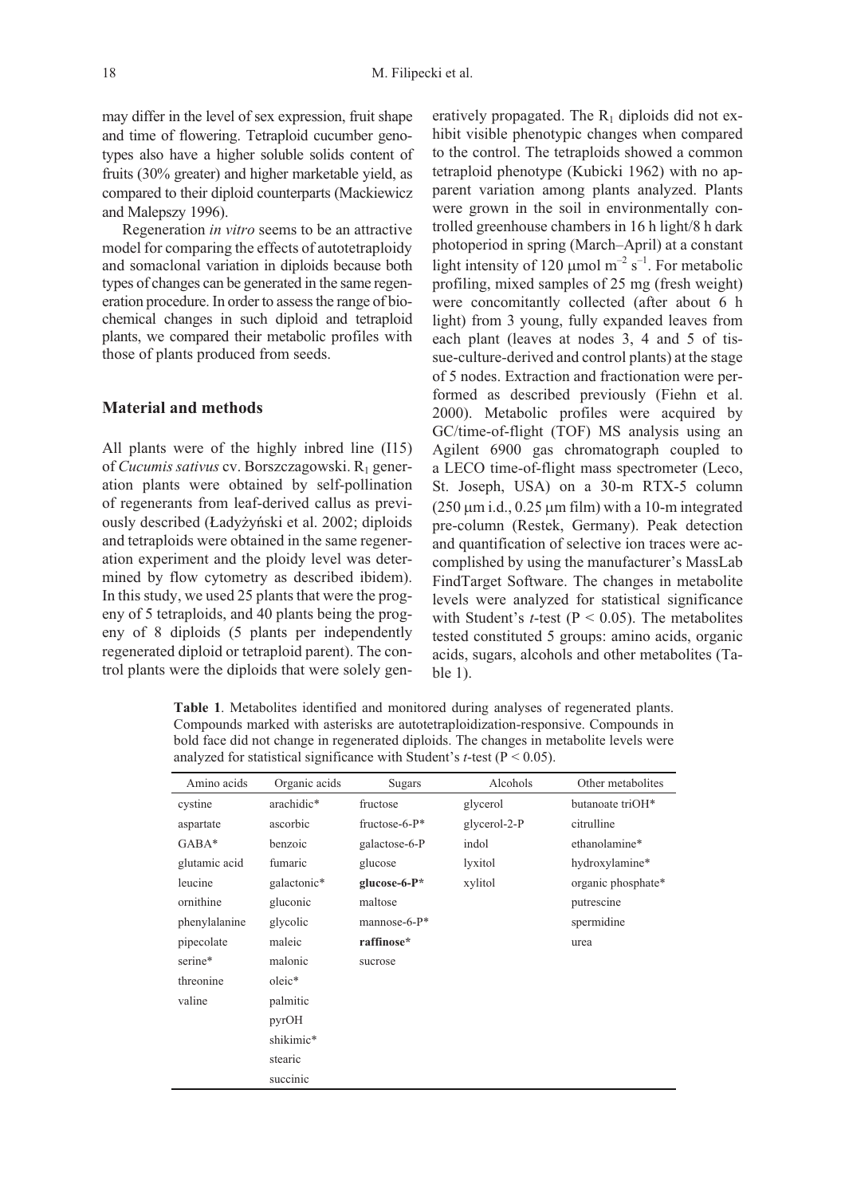may differ in the level of sex expression, fruit shape and time of flowering. Tetraploid cucumber genotypes also have a higher soluble solids content of fruits (30% greater) and higher marketable yield, as compared to their diploid counterparts (Mackiewicz and Malepszy 1996).

Regeneration *in vitro* seems to be an attractive model for comparing the effects of autotetraploidy and somaclonal variation in diploids because both types of changes can be generated in the same regeneration procedure. In order to assess the range of biochemical changes in such diploid and tetraploid plants, we compared their metabolic profiles with those of plants produced from seeds.

## Material and methods

All plants were of the highly inbred line (I15) of *Cucumis sativus* cv. Borszczagowski. $R_1$ generation plants were obtained by self-pollination of regenerants from leaf-derived callus as previously described (Ładyżyński et al. 2002; diploids and tetraploids were obtained in the same regeneration experiment and the ploidy level was determined by flow cytometry as described ibidem). In this study, we used 25 plants that were the progeny of 5 tetraploids, and 40 plants being the progeny of 8 diploids (5 plants per independently regenerated diploid or tetraploid parent). The control plants were the diploids that were solely generatively propagated. The $R_1$ diploids did not exhibit visible phenotypic changes when compared to the control. The tetraploids showed a common tetraploid phenotype (Kubicki 1962) with no apparent variation among plants analyzed. Plants were grown in the soil in environmentally controlled greenhouse chambers in 16 h light/8 h dark photoperiod in spring (March–April) at a constant light intensity of 120 $\mu$mol $m^{-2}$ $s^{-1}$. For metabolic profiling, mixed samples of 25 mg (fresh weight) were concomitantly collected (after about 6 h light) from 3 young, fully expanded leaves from each plant (leaves at nodes 3, 4 and 5 of tissue-culture-derived and control plants) at the stage of 5 nodes. Extraction and fractionation were performed as described previously (Fiehn et al. 2000). Metabolic profiles were acquired by GC/time-of-flight (TOF) MS analysis using an Agilent 6900 gas chromatograph coupled to a LECO time-of-flight mass spectrometer (Leco, St. Joseph, USA) on a 30-m RTX-5 column (250 $\mu$m i.d., 0.25 $\mu$m film) with a 10-m integrated pre-column (Restek, Germany). Peak detection and quantification of selective ion traces were accomplished by using the manufacturer's MassLab FindTarget Software. The changes in metabolite levels were analyzed for statistical significance with Student's *t*-test ($P < 0.05$). The metabolites tested constituted 5 groups: amino acids, organic acids, sugars, alcohols and other metabolites (Table 1).

**Table 1**. Metabolites identified and monitored during analyses of regenerated plants. Compounds marked with asterisks are autotetraploidization-responsive. Compounds in bold face did not change in regenerated diploids. The changes in metabolite levels were analyzed for statistical significance with Student's *t*-test ($P < 0.05$).

| Amino acids | Organic acids | Sugars | Alcohols | Other metabolites |
|---|---|---|---|---|
| cystine | arachidic* | fructose | glycerol | butanoate triOH* |
| aspartate | ascorbic | fructose-6-P* | glycerol-2-P | citrulline |
| GABA* | benzoic | galactose-6-P | indol | ethanolamine* |
| glutamic acid | fumaric | glucose | lyxitol | hydroxylamine* |
| leucine | galactonic* | **glucose-6-P*** | xylitol | organic phosphate* |
| ornithine | gluconic | maltose | | putrescine |
| phenylalanine | glycolic | mannose-6-P* | | spermidine |
| pipecolate | maleic | **raffinose*** | | urea |
| serine* | malonic | sucrose | | |
| threonine | oleic* | | | |
| valine | palmitic | | | |
| | pyrOH | | | |
| | shikimic* | | | |
| | stearic | | | |
| | succinic | | | |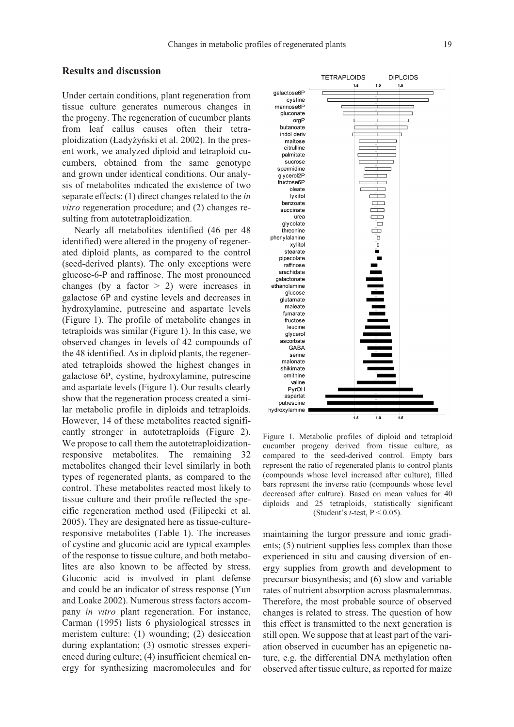## Results and discussion

Under certain conditions, plant regeneration from tissue culture generates numerous changes in the progeny. The regeneration of cucumber plants from leaf callus causes often their tetraploidization (Ładyżyński et al. 2002). In the present work, we analyzed diploid and tetraploid cucumbers, obtained from the same genotype and grown under identical conditions. Our analysis of metabolites indicated the existence of two separate effects: (1) direct changes related to the *in vitro* regeneration procedure; and (2) changes resulting from autotetraploidization.

Nearly all metabolites identified (46 per 48 identified) were altered in the progeny of regenerated diploid plants, as compared to the control (seed-derived plants). The only exceptions were glucose-6-P and raffinose. The most pronounced changes (by a factor > 2) were increases in galactose 6P and cystine levels and decreases in hydroxylamine, putrescine and aspartate levels (Figure 1). The profile of metabolite changes in tetraploids was similar (Figure 1). In this case, we observed changes in levels of 42 compounds of the 48 identified. As in diploid plants, the regenerated tetraploids showed the highest changes in galactose 6P, cystine, hydroxylamine, putrescine and aspartate levels (Figure 1). Our results clearly show that the regeneration process created a similar metabolic profile in diploids and tetraploids. However, 14 of these metabolites reacted significantly stronger in autotetraploids (Figure 2). We propose to call them the autotetraploidization-responsive metabolites. The remaining 32 metabolites changed their level similarly in both types of regenerated plants, as compared to the control. These metabolites reacted most likely to tissue culture and their profile reflected the specific regeneration method used (Filipecki et al. 2005). They are designated here as tissue-culture-responsive metabolites (Table 1). The increases of cystine and gluconic acid are typical examples of the response to tissue culture, and both metabolites are also known to be affected by stress. Gluconic acid is involved in plant defense and could be an indicator of stress response (Yun and Loake 2002). Numerous stress factors accompany *in vitro* plant regeneration. For instance, Carman (1995) lists 6 physiological stresses in meristem culture: (1) wounding; (2) desiccation during explantation; (3) osmotic stresses experienced during culture; (4) insufficient chemical energy for synthesizing macromolecules and for maintaining the turgor pressure and ionic gradients; (5) nutrient supplies less complex than those experienced in situ and causing diversion of energy supplies from growth and development to precursor biosynthesis; and (6) slow and variable rates of nutrient absorption across plasmalemmas. Therefore, the most probable source of observed changes is related to stress. The question of how this effect is transmitted to the next generation is still open. We suppose that at least part of the variation observed in cucumber has an epigenetic nature, e.g. the differential DNA methylation often observed after tissue culture, as reported for maize

Figure 1. Metabolic profiles of diploid and tetraploid cucumber progeny derived from tissue culture, as compared to the seed-derived control. Empty bars represent the ratio of regenerated plants to control plants (compounds whose level increased after culture), filled bars represent the inverse ratio (compounds whose level decreased after culture). Based on mean values for 40 diploids and 25 tetraploids, statistically significant (Student's *t*-test, $P < 0.05$).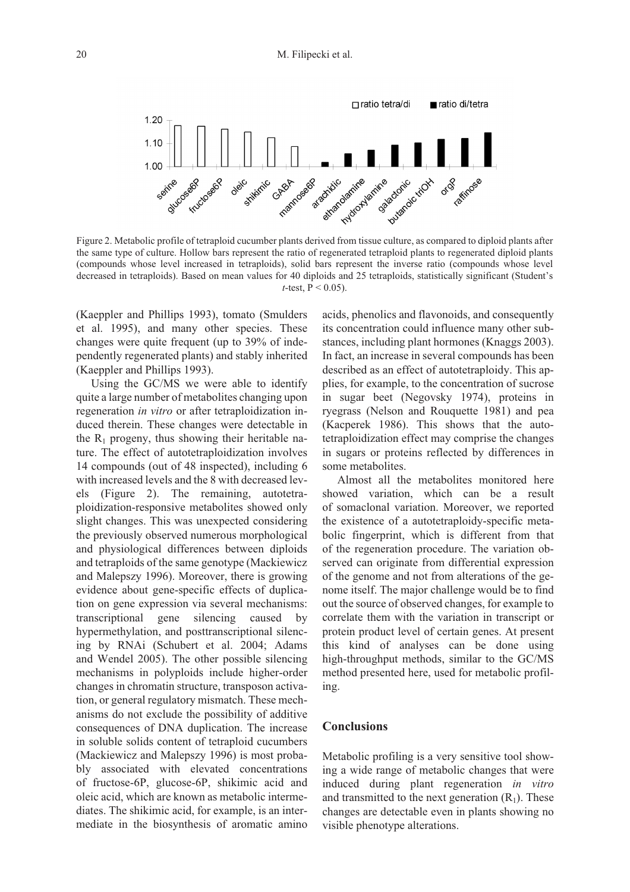Figure 2. Metabolic profile of tetraploid cucumber plants derived from tissue culture, as compared to diploid plants after the same type of culture. Hollow bars represent the ratio of regenerated tetraploid plants to regenerated diploid plants (compounds whose level increased in tetraploids), solid bars represent the inverse ratio (compounds whose level decreased in tetraploids). Based on mean values for 40 diploids and 25 tetraploids, statistically significant (Student's *t*-test, $P < 0.05$).

(Kaeppler and Phillips 1993), tomato (Smulders et al. 1995), and many other species. These changes were quite frequent (up to 39% of independently regenerated plants) and stably inherited (Kaeppler and Phillips 1993).

Using the GC/MS we were able to identify quite a large number of metabolites changing upon regeneration *in vitro* or after tetraploidization induced therein. These changes were detectable in the $R_1$ progeny, thus showing their heritable nature. The effect of autotetraploidization involves 14 compounds (out of 48 inspected), including 6 with increased levels and the 8 with decreased levels (Figure 2). The remaining, autotetraploidization-responsive metabolites showed only slight changes. This was unexpected considering the previously observed numerous morphological and physiological differences between diploids and tetraploids of the same genotype (Mackiewicz and Malepszy 1996). Moreover, there is growing evidence about gene-specific effects of duplication on gene expression via several mechanisms: transcriptional gene silencing caused by hypermethylation, and posttranscriptional silencing by RNAi (Schubert et al. 2004; Adams and Wendel 2005). The other possible silencing mechanisms in polyploids include higher-order changes in chromatin structure, transposon activation, or general regulatory mismatch. These mechanisms do not exclude the possibility of additive consequences of DNA duplication. The increase in soluble solids content of tetraploid cucumbers (Mackiewicz and Malepszy 1996) is most probably associated with elevated concentrations of fructose-6P, glucose-6P, shikimic acid and oleic acid, which are known as metabolic intermediates. The shikimic acid, for example, is an intermediate in the biosynthesis of aromatic amino acids, phenolics and flavonoids, and consequently its concentration could influence many other substances, including plant hormones (Knaggs 2003). In fact, an increase in several compounds has been described as an effect of autotetraploidy. This applies, for example, to the concentration of sucrose in sugar beet (Negovsky 1974), proteins in ryegrass (Nelson and Rouquette 1981) and pea (Kacperek 1986). This shows that the autotetraploidization effect may comprise the changes in sugars or proteins reflected by differences in some metabolites.

Almost all the metabolites monitored here showed variation, which can be a result of somaclonal variation. Moreover, we reported the existence of a autotetraploidy-specific metabolic fingerprint, which is different from that of the regeneration procedure. The variation observed can originate from differential expression of the genome and not from alterations of the genome itself. The major challenge would be to find out the source of observed changes, for example to correlate them with the variation in transcript or protein product level of certain genes. At present this kind of analyses can be done using high-throughput methods, similar to the GC/MS method presented here, used for metabolic profiling.

## Conclusions

Metabolic profiling is a very sensitive tool showing a wide range of metabolic changes that were induced during plant regeneration *in vitro* and transmitted to the next generation ($R_1$). These changes are detectable even in plants showing no visible phenotype alterations.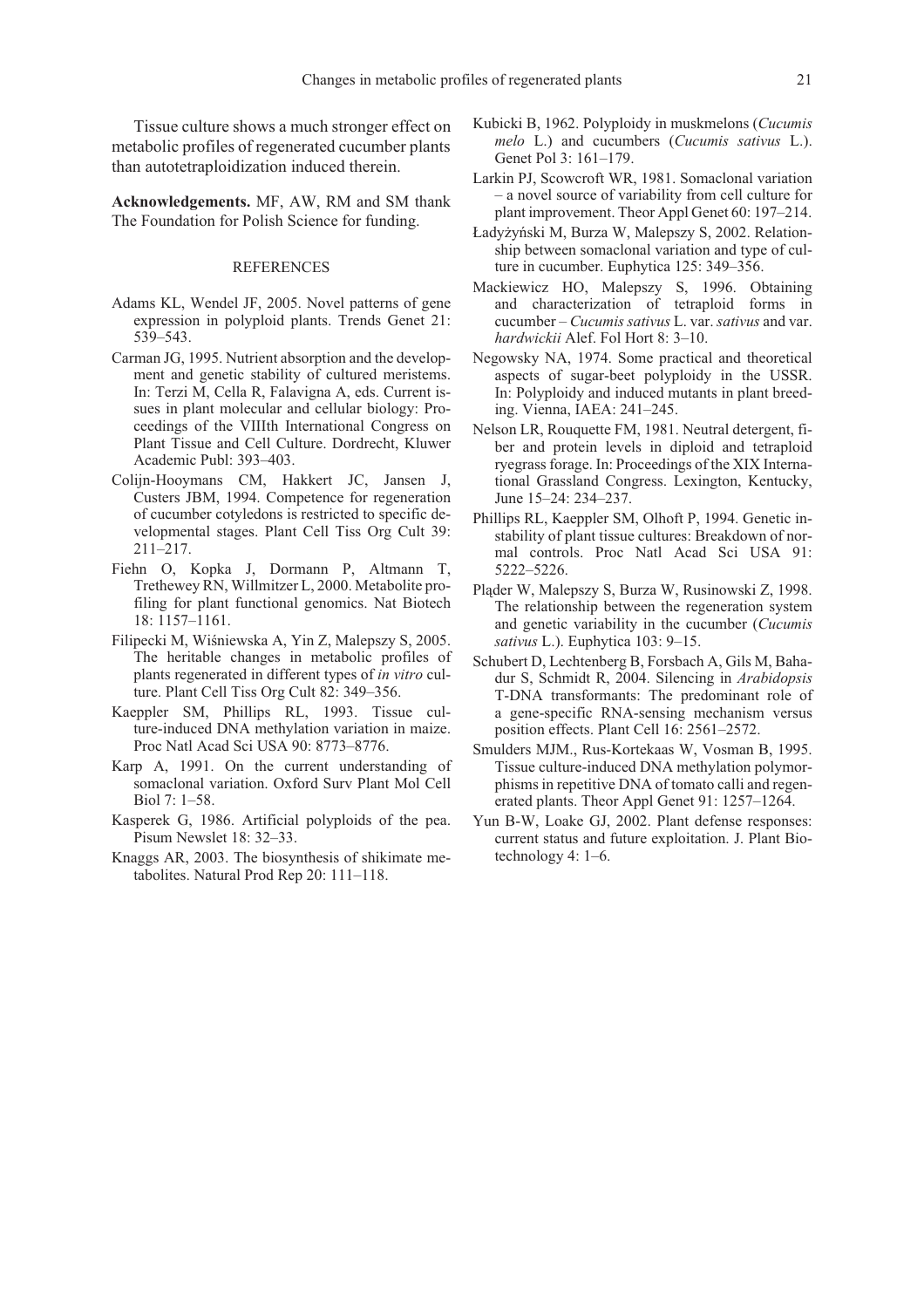Tissue culture shows a much stronger effect on metabolic profiles of regenerated cucumber plants than autotetraploidization induced therein.

**Acknowledgements.** MF, AW, RM and SM thank The Foundation for Polish Science for funding.

## REFERENCES

Adams KL, Wendel JF, 2005. Novel patterns of gene expression in polyploid plants. Trends Genet 21: 539–543.

Carman JG, 1995. Nutrient absorption and the development and genetic stability of cultured meristems. In: Terzi M, Cella R, Falavigna A, eds. Current issues in plant molecular and cellular biology: Proceedings of the VIIIth International Congress on Plant Tissue and Cell Culture. Dordrecht, Kluwer Academic Publ: 393–403.

Colijn-Hooymans CM, Hakkert JC, Jansen J, Custers JBM, 1994. Competence for regeneration of cucumber cotyledons is restricted to specific developmental stages. Plant Cell Tiss Org Cult 39: 211–217.

Fiehn O, Kopka J, Dormann P, Altmann T, Trethewey RN, Willmitzer L, 2000. Metabolite profiling for plant functional genomics. Nat Biotech 18: 1157–1161.

Filipecki M, Wiśniewska A, Yin Z, Malepszy S, 2005. The heritable changes in metabolic profiles of plants regenerated in different types of *in vitro* culture. Plant Cell Tiss Org Cult 82: 349–356.

Kaeppler SM, Phillips RL, 1993. Tissue culture-induced DNA methylation variation in maize. Proc Natl Acad Sci USA 90: 8773–8776.

Karp A, 1991. On the current understanding of somaclonal variation. Oxford Surv Plant Mol Cell Biol 7: 1–58.

Kasperek G, 1986. Artificial polyploids of the pea. Pisum Newslet 18: 32–33.

Knaggs AR, 2003. The biosynthesis of shikimate metabolites. Natural Prod Rep 20: 111–118.

Kubicki B, 1962. Polyploidy in muskmelons (*Cucumis melo* L.) and cucumbers (*Cucumis sativus* L.). Genet Pol 3: 161–179.

Larkin PJ, Scowcroft WR, 1981. Somaclonal variation – a novel source of variability from cell culture for plant improvement. Theor Appl Genet 60: 197–214.

Ładyżyński M, Burza W, Malepszy S, 2002. Relationship between somaclonal variation and type of culture in cucumber. Euphytica 125: 349–356.

Mackiewicz HO, Malepszy S, 1996. Obtaining and characterization of tetraploid forms in cucumber – *Cucumis sativus* L. var. *sativus* and var. *hardwickii* Alef. Fol Hort 8: 3–10.

Negowsky NA, 1974. Some practical and theoretical aspects of sugar-beet polyploidy in the USSR. In: Polyploidy and induced mutants in plant breeding. Vienna, IAEA: 241–245.

Nelson LR, Rouquette FM, 1981. Neutral detergent, fiber and protein levels in diploid and tetraploid ryegrass forage. In: Proceedings of the XIX International Grassland Congress. Lexington, Kentucky, June 15–24: 234–237.

Phillips RL, Kaeppler SM, Olhoft P, 1994. Genetic instability of plant tissue cultures: Breakdown of normal controls. Proc Natl Acad Sci USA 91: 5222–5226.

Pląder W, Malepszy S, Burza W, Rusinowski Z, 1998. The relationship between the regeneration system and genetic variability in the cucumber (*Cucumis sativus* L.). Euphytica 103: 9–15.

Schubert D, Lechtenberg B, Forsbach A, Gils M, Bahadur S, Schmidt R, 2004. Silencing in *Arabidopsis* T-DNA transformants: The predominant role of a gene-specific RNA-sensing mechanism versus position effects. Plant Cell 16: 2561–2572.

Smulders MJM., Rus-Kortekaas W, Vosman B, 1995. Tissue culture-induced DNA methylation polymorphisms in repetitive DNA of tomato calli and regenerated plants. Theor Appl Genet 91: 1257–1264.

Yun B-W, Loake GJ, 2002. Plant defense responses: current status and future exploitation. J. Plant Biotechnology 4: 1–6.